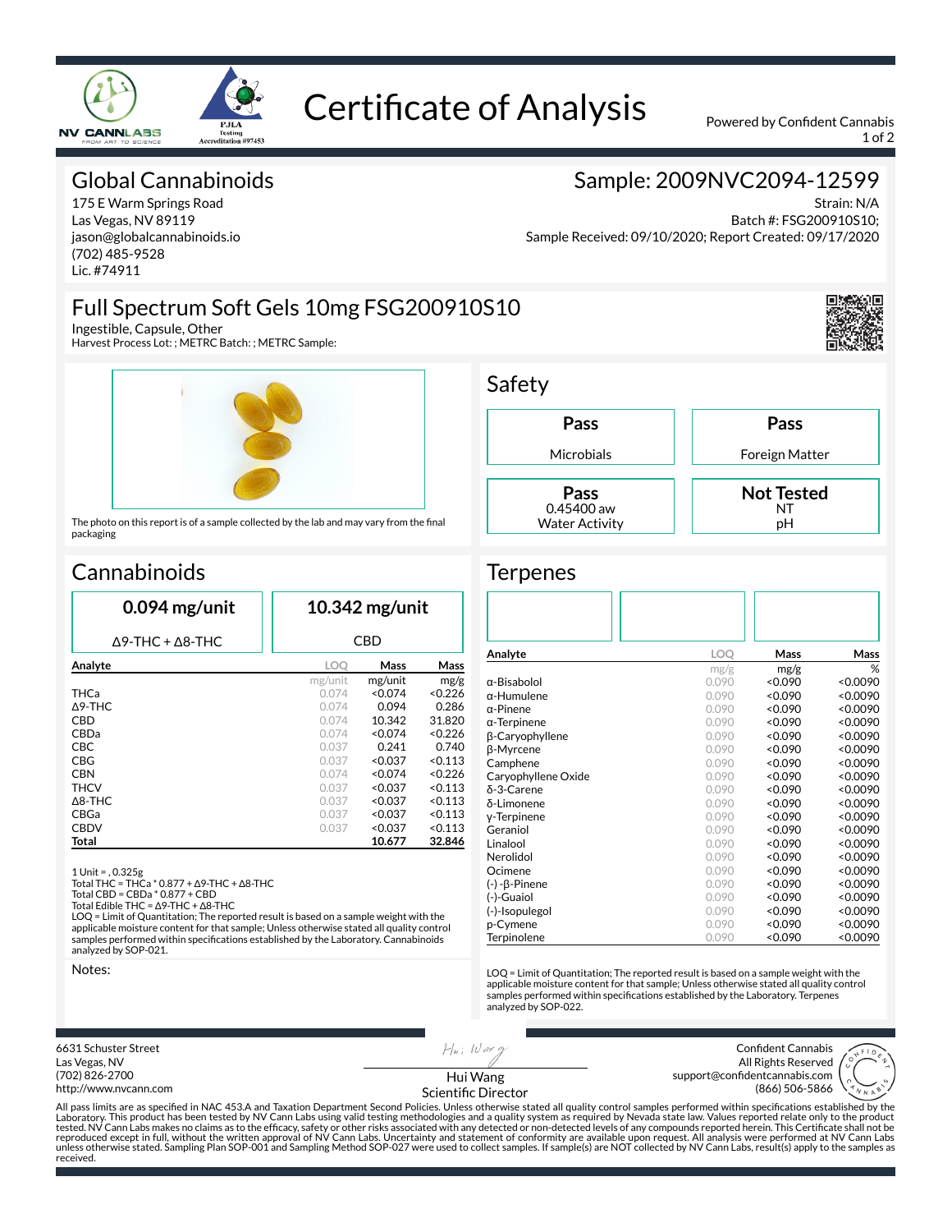# Certificate of Analysis

Powered by Confident Cannabis

## Global Cannabinoids

175 E Warm Springs Road
Las Vegas, NV 89119
jason@globalcannabinoids.io
(702) 485-9528
Lic. #74911

## Sample: 2009NVC2094-12599

Strain: N/A
Batch #: FSG200910S10;
Sample Received: 09/10/2020; Report Created: 09/17/2020

## Full Spectrum Soft Gels 10mg FSG200910S10

Ingestible, Capsule, Other
Harvest Process Lot: ; METRC Batch: ; METRC Sample:

The photo on this report is of a sample collected by the lab and may vary from the final packaging

## Safety

| Result | Test |
|---|---|
| Pass | Microbials |
| Pass | Foreign Matter |
| Pass (0.45400 aw) | Water Activity |
| Not Tested (NT) | pH |

## Cannabinoids

**0.094 mg/unit** Δ9-THC + Δ8-THC

**10.342 mg/unit** CBD

| Analyte | LOQ mg/unit | Mass mg/unit | Mass mg/g |
|---|---|---|---|
| THCa | 0.074 | <0.074 | <0.226 |
| Δ9-THC | 0.074 | 0.094 | 0.286 |
| CBD | 0.074 | 10.342 | 31.820 |
| CBDa | 0.074 | <0.074 | <0.226 |
| CBC | 0.037 | 0.241 | 0.740 |
| CBG | 0.037 | <0.037 | <0.113 |
| CBN | 0.074 | <0.074 | <0.226 |
| THCV | 0.037 | <0.037 | <0.113 |
| Δ8-THC | 0.037 | <0.037 | <0.113 |
| CBGa | 0.037 | <0.037 | <0.113 |
| CBDV | 0.037 | <0.037 | <0.113 |
| **Total** | | **10.677** | **32.846** |

1 Unit = , 0.325g
Total THC = THCa * 0.877 + Δ9-THC + Δ8-THC
Total CBD = CBDa * 0.877 + CBD
Total Edible THC = Δ9-THC + Δ8-THC
LOQ = Limit of Quantitation; The reported result is based on a sample weight with the applicable moisture content for that sample; Unless otherwise stated all quality control samples performed within specifications established by the Laboratory. Cannabinoids analyzed by SOP-021.

Notes:

## Terpenes

| Analyte | LOQ mg/g | Mass mg/g | Mass % |
|---|---|---|---|
| α-Bisabolol | 0.090 | <0.090 | <0.0090 |
| α-Humulene | 0.090 | <0.090 | <0.0090 |
| α-Pinene | 0.090 | <0.090 | <0.0090 |
| α-Terpinene | 0.090 | <0.090 | <0.0090 |
| β-Caryophyllene | 0.090 | <0.090 | <0.0090 |
| β-Myrcene | 0.090 | <0.090 | <0.0090 |
| Camphene | 0.090 | <0.090 | <0.0090 |
| Caryophyllene Oxide | 0.090 | <0.090 | <0.0090 |
| δ-3-Carene | 0.090 | <0.090 | <0.0090 |
| δ-Limonene | 0.090 | <0.090 | <0.0090 |
| γ-Terpinene | 0.090 | <0.090 | <0.0090 |
| Geraniol | 0.090 | <0.090 | <0.0090 |
| Linalool | 0.090 | <0.090 | <0.0090 |
| Nerolidol | 0.090 | <0.090 | <0.0090 |
| Ocimene | 0.090 | <0.090 | <0.0090 |
| (-) -β-Pinene | 0.090 | <0.090 | <0.0090 |
| (-)-Guaiol | 0.090 | <0.090 | <0.0090 |
| (-)-Isopulegol | 0.090 | <0.090 | <0.0090 |
| p-Cymene | 0.090 | <0.090 | <0.0090 |
| Terpinolene | 0.090 | <0.090 | <0.0090 |

LOQ = Limit of Quantitation; The reported result is based on a sample weight with the applicable moisture content for that sample; Unless otherwise stated all quality control samples performed within specifications established by the Laboratory. Terpenes analyzed by SOP-022.

6631 Schuster Street
Las Vegas, NV
(702) 826-2700
http://www.nvcann.com

Hui Wang
Scientific Director

Confident Cannabis
All Rights Reserved
support@confidentcannabis.com
(866) 506-5866

All pass limits are as specified in NAC 453.A and Taxation Department Second Policies. Unless otherwise stated all quality control samples performed within specifications established by the Laboratory. This product has been tested by NV Cann Labs using valid testing methodologies and a quality system as required by Nevada state law. Values reported relate only to the product tested. NV Cann Labs makes no claims as to the efficacy, safety or other risks associated with any detected or non-detected levels of any compounds reported herein. This Certificate shall not be reproduced except in full, without the written approval of NV Cann Labs. Uncertainty and statement of conformity are available upon request. All analysis were performed at NV Cann Labs unless otherwise stated. Sampling Plan SOP-001 and Sampling Method SOP-027 were used to collect samples. If sample(s) are NOT collected by NV Cann Labs, result(s) apply to the samples as received.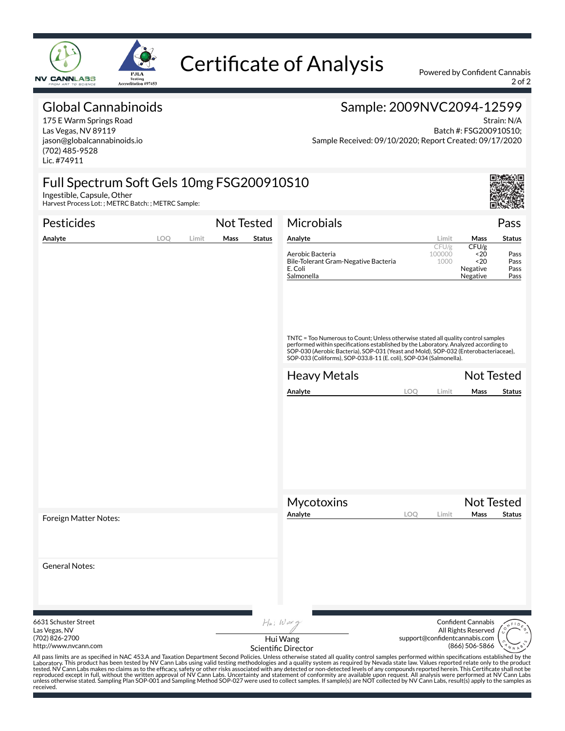# Certificate of Analysis

Powered by Confident Cannabis

## Global Cannabinoids

175 E Warm Springs Road
Las Vegas, NV 89119
jason@globalcannabinoids.io
(702) 485-9528
Lic. #74911

## Sample: 2009NVC2094-12599

Strain: N/A
Batch #: FSG200910S10;
Sample Received: 09/10/2020; Report Created: 09/17/2020

## Full Spectrum Soft Gels 10mg FSG200910S10

Ingestible, Capsule, Other
Harvest Process Lot: ; METRC Batch: ; METRC Sample:

### Pesticides — Not Tested

| Analyte | LOQ | Limit | Mass | Status |
|---|---|---|---|---|

### Microbials — Pass

| Analyte | Limit | Mass | Status |
|---|---|---|---|
| | CFU/g | CFU/g | |
| Aerobic Bacteria | 100000 | <20 | Pass |
| Bile-Tolerant Gram-Negative Bacteria | 1000 | <20 | Pass |
| E. Coli | | Negative | Pass |
| Salmonella | | Negative | Pass |

TNTC = Too Numerous to Count; Unless otherwise stated all quality control samples performed within specifications established by the Laboratory. Analyzed according to SOP-030 (Aerobic Bacteria), SOP-031 (Yeast and Mold), SOP-032 (Enterobacteriaceae), SOP-033 (Coliforms), SOP-033.8-11 (E. coli), SOP-034 (Salmonella).

### Heavy Metals — Not Tested

| Analyte | LOQ | Limit | Mass | Status |
|---|---|---|---|---|

### Mycotoxins — Not Tested

| Analyte | LOQ | Limit | Mass | Status |
|---|---|---|---|---|

Foreign Matter Notes:

General Notes:

6631 Schuster Street
Las Vegas, NV
(702) 826-2700
http://www.nvcann.com

Hui Wang
Scientific Director

Confident Cannabis
All Rights Reserved
support@confidentcannabis.com
(866) 506-5866

All pass limits are as specified in NAC 453.A and Taxation Department Second Policies. Unless otherwise stated all quality control samples performed within specifications established by the Laboratory. This product has been tested by NV Cann Labs using valid testing methodologies and a quality system as required by Nevada state law. Values reported relate only to the product tested. NV Cann Labs makes no claims as to the efficacy, safety or other risks associated with any detected or non-detected levels of any compounds reported herein. This Certificate shall not be reproduced except in full, without the written approval of NV Cann Labs. Uncertainty and statement of conformity are available upon request. All analysis were performed at NV Cann Labs unless otherwise stated. Sampling Plan SOP-001 and Sampling Method SOP-027 were used to collect samples. If sample(s) are NOT collected by NV Cann Labs, result(s) apply to the samples as received.